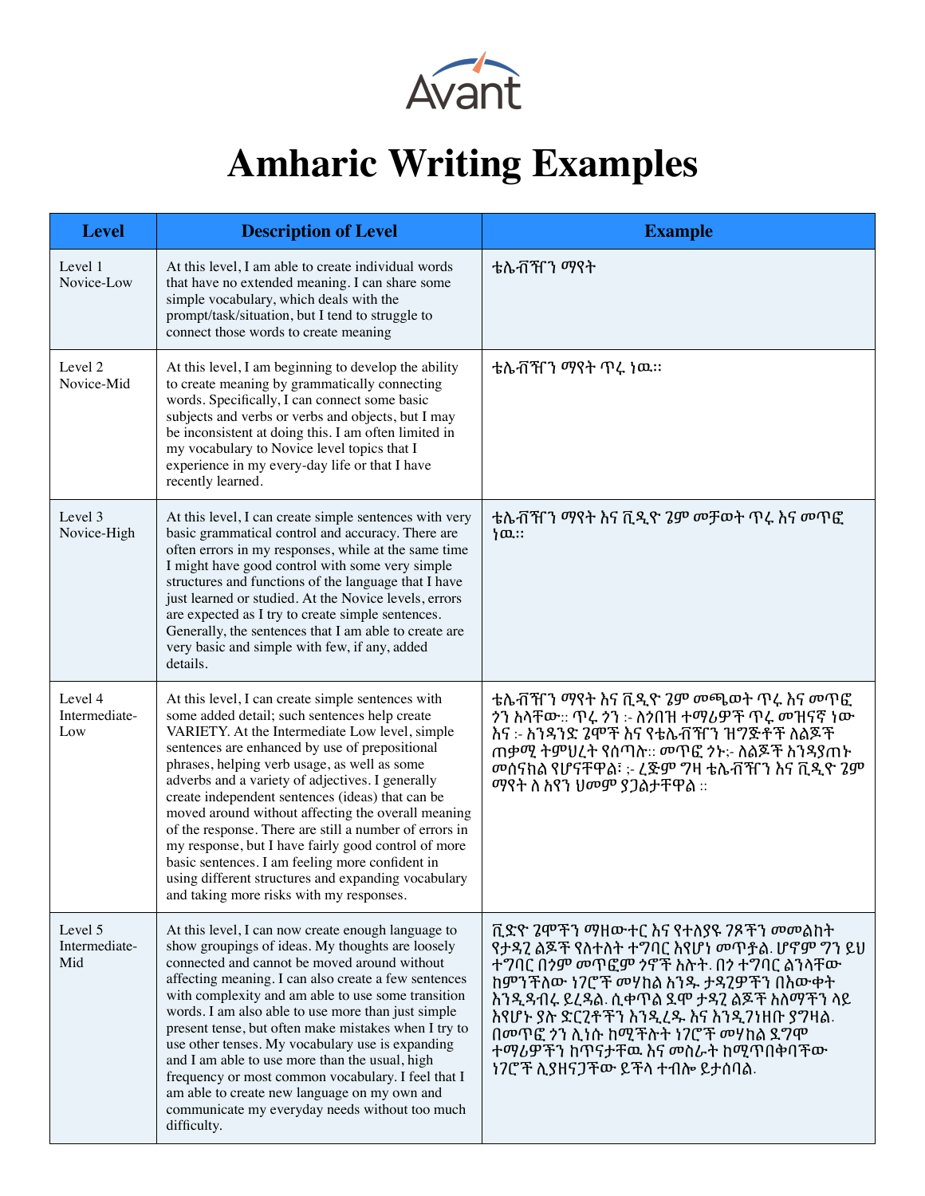# Amharic Writing Examples

| Level | Description of Level | Example |
|---|---|---|
| Level 1 Novice-Low | At this level, I am able to create individual words that have no extended meaning. I can share some simple vocabulary, which deals with the prompt/task/situation, but I tend to struggle to connect those words to create meaning | ቴሌቭዥን ማየት |
| Level 2 Novice-Mid | At this level, I am beginning to develop the ability to create meaning by grammatically connecting words. Specifically, I can connect some basic subjects and verbs or verbs and objects, but I may be inconsistent at doing this. I am often limited in my vocabulary to Novice level topics that I experience in my every-day life or that I have recently learned. | ቴሌቭዥን ማየት ጥሩ ነዉ:: |
| Level 3 Novice-High | At this level, I can create simple sentences with very basic grammatical control and accuracy. There are often errors in my responses, while at the same time I might have good control with some very simple structures and functions of the language that I have just learned or studied. At the Novice levels, errors are expected as I try to create simple sentences. Generally, the sentences that I am able to create are very basic and simple with few, if any, added details. | ቴሌቭዥን ማየት እና ቪዲዮ ጌም መቻወት ጥሩ እና መጥፎ ነዉ:: |
| Level 4 Intermediate-Low | At this level, I can create simple sentences with some added detail; such sentences help create VARIETY. At the Intermediate Low level, simple sentences are enhanced by use of prepositional phrases, helping verb usage, as well as some adverbs and a variety of adjectives. I generally create independent sentences (ideas) that can be moved around without affecting the overall meaning of the response. There are still a number of errors in my response, but I have fairly good control of more basic sentences. I am feeling more confident in using different structures and expanding vocabulary and taking more risks with my responses. | ቴሌቭዥን ማየት እና ቪዲዮ ጌም መጫወት ጥሩ እና መጥፎ ጎን አላቸው:: ጥሩ ጎን :- ለጎበዝ ተማሪዎች ጥሩ መዝናኛ ነው እና :- አንዳንድ ጌሞች እና የቴሌቭዥን ዝግጅቶች ለልጆች ጠቃሚ ትምህረት የሰጣሉ:: መጥፎ ጎኑ:- ለልጆች አንዳያጠኑ መሰናከል የሆናቸዋል፣ ;- ረጅም ግዜ ቴሌቭዥን እና ቪዲዮ ጌም ማየት ለ አየን ህመም ያጋልታቸዋል :: |
| Level 5 Intermediate-Mid | At this level, I can now create enough language to show groupings of ideas. My thoughts are loosely connected and cannot be moved around without affecting meaning. I can also create a few sentences with complexity and am able to use some transition words. I am also able to use more than just simple present tense, but often make mistakes when I try to use other tenses. My vocabulary use is expanding and I am able to use more than the usual, high frequency or most common vocabulary. I feel that I am able to create new language on my own and communicate my everyday needs without too much difficulty. | ቪድዮ ጌሞችን ማዘውተር እና የተለያዩ ገጾችን መመልከት የታዳጊ ልጆች የለተለት ተግባር እየሆነ መጥቷል. ሆኖም ግን ይህ ተግባር በጎም መጥፎም ጎኖች አሉት. በጎ ተግባር ልንላቸው ከምንችለው ነገሮች መሃከል አንዱ ታዳጊዎችን በእውቀት እንዲዳብሩ ይረዳል. ሲቀጥል ደሞ ታዳጊ ልጆች አለማችን ላይ እየሆኑ ያሉ ድርጊቶችን እንዲረዱ እና እንዲገነዘቡ ያግዛል. በመጥፎ ጎን ሊነሱ ከሚችሉት ነገሮች መሃከል ደግሞ ተማሪዎችን ከጥናታቸዉ እና መስራት ከሚጥበቅባቸው ነገሮች ሊያዘናጋቸው ይችላ ተብሎ ይታሰባል. |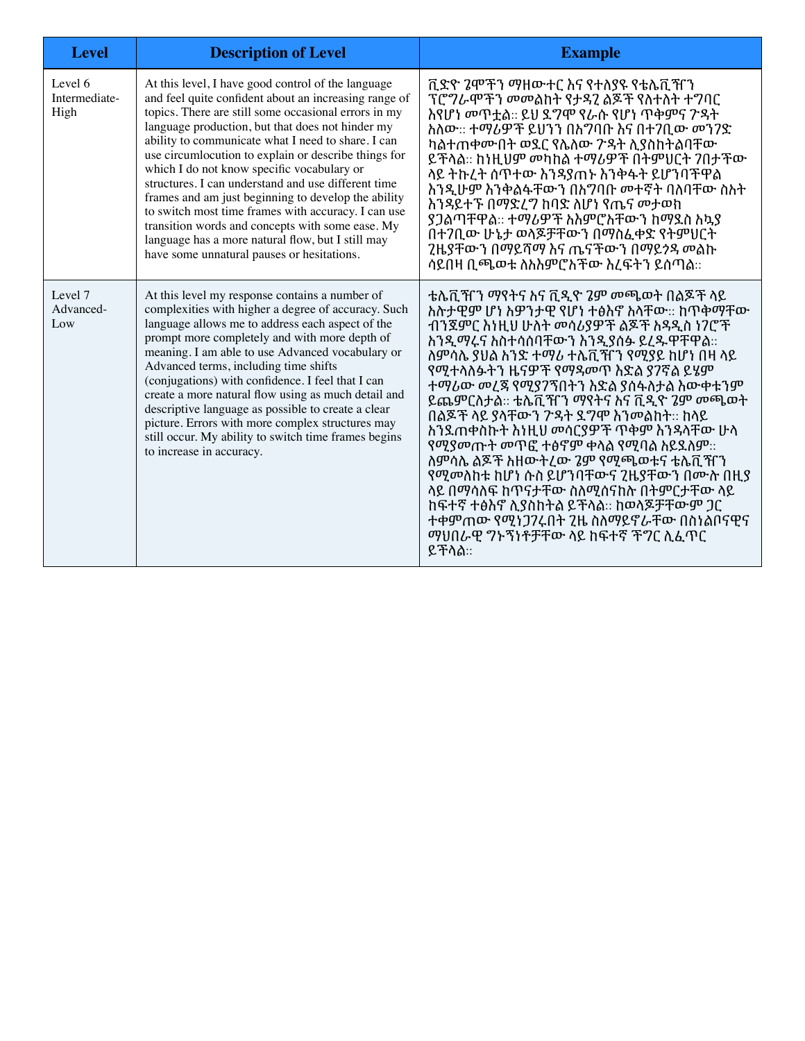| Level | Description of Level | Example |
|---|---|---|
| Level 6 Intermediate-High | At this level, I have good control of the language and feel quite confident about an increasing range of topics. There are still some occasional errors in my language production, but that does not hinder my ability to communicate what I need to share. I can use circumlocution to explain or describe things for which I do not know specific vocabulary or structures. I can understand and use different time frames and am just beginning to develop the ability to switch most time frames with accuracy. I can use transition words and concepts with some ease. My language has a more natural flow, but I still may have some unnatural pauses or hesitations. | ቪድዮ ጌሞችን ማዘውተር እና የተለያዩ የቴሌቪዥን ፕሮግራሞችን መመልከት የታዳጊ ልጆች የለተለት ተግባር እየሆነ መጥቷል። ይህ ደግሞ የራሱ የሆነ ጥቅምና ጉዳት አለው። ተማሪዎች ይህንን በአግባቡ እና በተገቢው መንገድ ካልተጠቀሙበት ወደር የሌለው ጉዳት ሊያስከትልባቸው ይችላል። ከነዚህም መካከል ተማሪዎች በትምህርት ገበታቸው ላይ ትኩረት ሰጥተው እንዳያጠኑ እንቅፋት ይሆንባቸዋል እንዲሁም እንቅልፋቸውን በአግባቡ መተኛት ባለባቸው ስአት እንዳይተኙ በማድረግ ከባድ ለሆነ የጤና መታወክ ያጋልጣቸዋል። ተማሪዎች አእምሮአቸውን ከማደስ አኳያ በተገቢው ሁኔታ ወላጆቻቸውን በማስፈቀድ የትምህርት ጊዜያቸውን በማይሻማ እና ጤናቸውን በማይጎዳ መልኩ ሳይበዛ ቢጫወቱ ለአእምሮአቸው እረፍትን ይሰጣል። |
| Level 7 Advanced-Low | At this level my response contains a number of complexities with higher a degree of accuracy. Such language allows me to address each aspect of the prompt more completely and with more depth of meaning. I am able to use Advanced vocabulary or Advanced terms, including time shifts (conjugations) with confidence. I feel that I can create a more natural flow using as much detail and descriptive language as possible to create a clear picture. Errors with more complex structures may still occur. My ability to switch time frames begins to increase in accuracy. | ቴሌቪዥን ማየትና እና ቪዲዮ ጌም መጫወት በልጆች ላይ አሉታዊም ሆነ አዎንታዊ የሆነ ተፅእኖ አላቸው። ከጥቅማቸው ብንጀምር እነዚህ ሁለት መሳሪያዎች ልጆች አዳዲስ ነገሮች እንዲማሩና አስተሳሰባቸውን እንዲያሰፉ ይረዱዋቸዋል። ለምሳሌ ያህል አንድ ተማሪ ተሌቪዥን የሚያይ ከሆነ በዛ ላይ የሚተላለፉትን ዜናዎች የማዳመጥ እድል ያገኛል ይሄም ተማሪው መረጃ የሚያገኝበትን እድል ያሰፋለታል እውቀቱንም ይጨምርለታል። ቴሌቪዥን ማየትና እና ቪዲዮ ጌም መጫወት በልጆች ላይ ያላቸውን ጉዳት ደግሞ እንመልከት። ከላይ እንደጠቀስኩት እነዚህ መሳርያዎች ጥቅም እንዳላቸው ሁላ የሚያመጡት መጥፎ ተፅኖም ቀላል የሚባል አይደለም። ለምሳሌ ልጆች አዘውትረው ጌም የሚጫወቱና ቴሌቪዥን የሚመለከቱ ከሆነ ሱስ ይሆንባቸውና ጊዜያቸውን በሙሉ በዚያ ላይ በማሳለፍ ከጥናታቸው ስለሚሰናከሉ በትምርታቸው ላይ ከፍተኛ ተፅእኖ ሊያስከትል ይችላል። ከወላጆቻቸውም ጋር ተቀምጠው የሚነጋገሩበት ጊዜ ስለማይኖራቸው በስነልቦናዊና ማህበራዊ ግኑኝነቶቻቸው ላይ ከፍተኛ ችግር ሊፈጥር ይችላል። |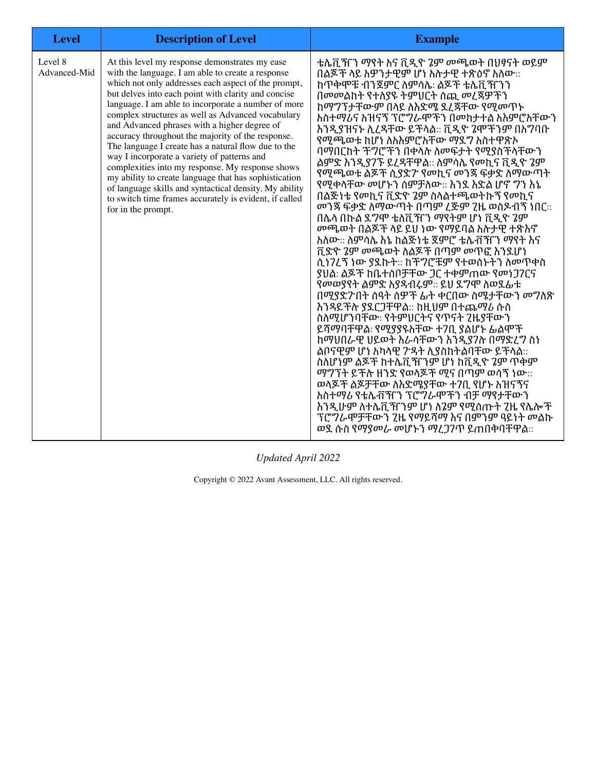| Level | Description of Level | Example |
|---|---|---|
| Level 8 Advanced-Mid | At this level my response demonstrates my ease with the language. I am able to create a response which not only addresses each aspect of the prompt, but delves into each point with clarity and concise language. I am able to incorporate a number of more complex structures as well as Advanced vocabulary and Advanced phrases with a higher degree of accuracy throughout the majority of the response. The language I create has a natural flow due to the way I incorporate a variety of patterns and complexities into my response. My response shows my ability to create language that has sophistication of language skills and syntactical density. My ability to switch time frames accurately is evident, if called for in the prompt. | ቴሌቪዥን ማየት እና ቪዲዮ ጌም መጫወት በህፃናት ወይም በልጆች ላይ አዎንታዊም ሆነ አሉታዊ ተጽዕኖ አለው። ከጥቅሞቹ ብንጀምር ለምሳሌ፡ ልጆች ቴሌቪዥንን በመመልከት የተለያዩ ትምህርት ሰጪ መረጃዎችን ከማግኘታቸውም በላይ ለእድሜ ደረጃቸው የሚመጥኑ አስተማሪና አዝናኝ ፕሮግራሞችን በመከታተል አእምሮአቸውን እንዲያዝናኑ ሊረዳቸው ይችላል። ቪዲዮ ጌሞችንም በአግባቡ የሚጫወቱ ከሆነ ለአእምሮአቸው ማደግ አስተዋጽኦ ባማበርከት ችግሮችን በቀላሉ ለመፍታት የሚያስችላቸውን ልምድ እንዲያገኙ ይረዳቸዋል። ለምሳሌ የመኪና ቪዲዮ ጌም የሚጫወቱ ልጆች ሲያድጉ የመኪና መንጃ ፍቃድ ለማውጣት የሚቀላቸው መሆኑን ሰምቻለው። እንደ እድል ሆኖ ግን እኔ በልጅነቴ የመኪና ቪድዮ ጌም ስላልተጫወትኩኝ የመኪና መንጃ ፍቃድ ለማውጣት በጣም ረጅም ጊዜ ወስዶብኝ ነበር። በሌላ በኩል ደግሞ ቴለቪዥን ማየትም ሆነ ቪዲዮ ጌም መጫወት በልጆች ላይ ይህ ነው የማይባል አሉታዊ ተጽእኖ አለው። ለምሳሌ እኔ ከልጅነቴ ጀምሮ ቴሌቭዥን ማየት እና ቪድዮ ጌም መጫወት ለልጆች በጣም መጥፎ እንደሆነ ሲነገረኝ ነው ያደኩት። ከችግሮቹም የተወሰኑትን ለመጥቀስ ያህል፡ ልጆች ከቤተሰቦቻቸው ጋር ተቀምጠው የመነጋገርና የመወያየት ልምድ አያዳብሩም። ይህ ደግሞ ለወደፊቱ በሚያድጉበት ሰዓት ሰዎች ፊት ቀርበው ስሜታቸውን መግለጽ እንዳይችሉ ያደርጋቸዋል። ከዚህም በተጨማሪ ሱስ ስለሚሆንባቸው፡ የትምህርትና የጥናት ጊዜያቸውን ይሻማባቸዋል፡ የሚያያዩአቸው ተገቢ ያልሆኑ ፊልሞች ከማህበራዊ ህይወት እራሳቸውን እንዲያገሉ በማድረግ ስነ ልቦናዊም ሆነ አካላዊ ጉዳት ሊያስከትልባቸው ይችላል። ስለሆነም ልጆች ከተሌቪዥንም ሆነ ከቪዲዮ ጌም ጥቅም ማግኘት ይችሉ ዘንድ የወላጆች ሚና በጣም ወሳኝ ነው። ወላጆች ልጆቻቸው ለእድሜያቸው ተገቢ የሆኑ አዝናኝና አስተማሪ የቴሌቭዥን ፕሮግራሞችን ብቻ ማየታቸውን እንዲሁም ለተሌቪዥንም ሆነ ለጌም የሚሰጡት ጊዜ የሌሎች ፕሮግራሞቻቸውን ጊዜ የማይሻማ እና በምንም ዓይነት መልኩ ወደ ሱስ የማያመራ መሆኑን ማረጋገጥ ይጠበቅባቸዋል። |

*Updated April 2022*

Copyright © 2022 Avant Assessment, LLC. All rights reserved.